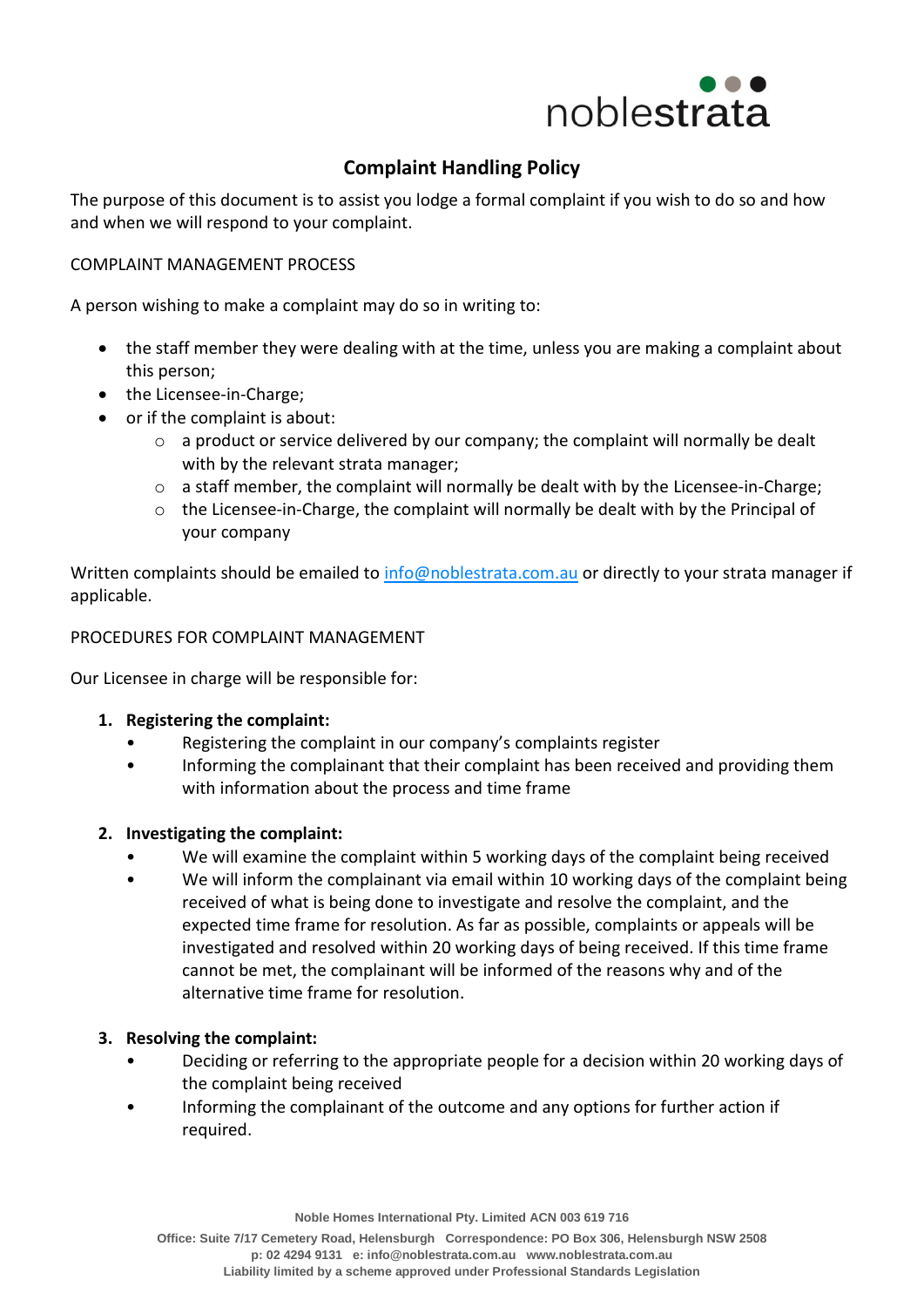# Complaint Handling Policy

The purpose of this document is to assist you lodge a formal complaint if you wish to do so and how and when we will respond to your complaint.

COMPLAINT MANAGEMENT PROCESS

A person wishing to make a complaint may do so in writing to:

- the staff member they were dealing with at the time, unless you are making a complaint about this person;
- the Licensee-in-Charge;
- or if the complaint is about:
  - a product or service delivered by our company; the complaint will normally be dealt with by the relevant strata manager;
  - a staff member, the complaint will normally be dealt with by the Licensee-in-Charge;
  - the Licensee-in-Charge, the complaint will normally be dealt with by the Principal of your company

Written complaints should be emailed to info@noblestrata.com.au or directly to your strata manager if applicable.

PROCEDURES FOR COMPLAINT MANAGEMENT

Our Licensee in charge will be responsible for:

1. **Registering the complaint:**
   - Registering the complaint in our company's complaints register
   - Informing the complainant that their complaint has been received and providing them with information about the process and time frame

2. **Investigating the complaint:**
   - We will examine the complaint within 5 working days of the complaint being received
   - We will inform the complainant via email within 10 working days of the complaint being received of what is being done to investigate and resolve the complaint, and the expected time frame for resolution. As far as possible, complaints or appeals will be investigated and resolved within 20 working days of being received. If this time frame cannot be met, the complainant will be informed of the reasons why and of the alternative time frame for resolution.

3. **Resolving the complaint:**
   - Deciding or referring to the appropriate people for a decision within 20 working days of the complaint being received
   - Informing the complainant of the outcome and any options for further action if required.

Noble Homes International Pty. Limited ACN 003 619 716

Office: Suite 7/17 Cemetery Road, Helensburgh Correspondence: PO Box 306, Helensburgh NSW 2508
p: 02 4294 9131 e: info@noblestrata.com.au www.noblestrata.com.au
Liability limited by a scheme approved under Professional Standards Legislation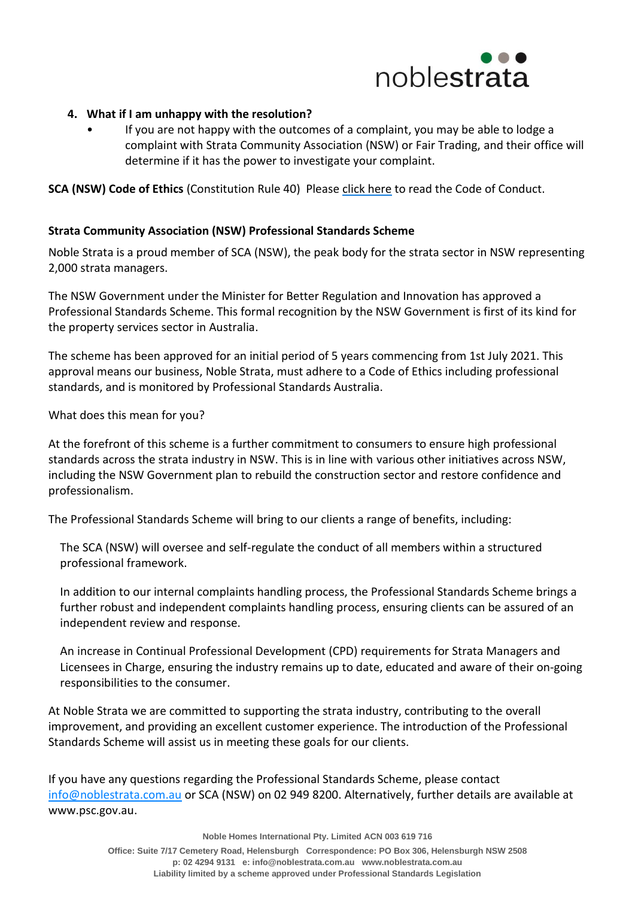4. **What if I am unhappy with the resolution?**
   - If you are not happy with the outcomes of a complaint, you may be able to lodge a complaint with Strata Community Association (NSW) or Fair Trading, and their office will determine if it has the power to investigate your complaint.

**SCA (NSW) Code of Ethics** (Constitution Rule 40) Please click here to read the Code of Conduct.

**Strata Community Association (NSW) Professional Standards Scheme**

Noble Strata is a proud member of SCA (NSW), the peak body for the strata sector in NSW representing 2,000 strata managers.

The NSW Government under the Minister for Better Regulation and Innovation has approved a Professional Standards Scheme. This formal recognition by the NSW Government is first of its kind for the property services sector in Australia.

The scheme has been approved for an initial period of 5 years commencing from 1st July 2021. This approval means our business, Noble Strata, must adhere to a Code of Ethics including professional standards, and is monitored by Professional Standards Australia.

What does this mean for you?

At the forefront of this scheme is a further commitment to consumers to ensure high professional standards across the strata industry in NSW. This is in line with various other initiatives across NSW, including the NSW Government plan to rebuild the construction sector and restore confidence and professionalism.

The Professional Standards Scheme will bring to our clients a range of benefits, including:

The SCA (NSW) will oversee and self-regulate the conduct of all members within a structured professional framework.

In addition to our internal complaints handling process, the Professional Standards Scheme brings a further robust and independent complaints handling process, ensuring clients can be assured of an independent review and response.

An increase in Continual Professional Development (CPD) requirements for Strata Managers and Licensees in Charge, ensuring the industry remains up to date, educated and aware of their on-going responsibilities to the consumer.

At Noble Strata we are committed to supporting the strata industry, contributing to the overall improvement, and providing an excellent customer experience. The introduction of the Professional Standards Scheme will assist us in meeting these goals for our clients.

If you have any questions regarding the Professional Standards Scheme, please contact info@noblestrata.com.au or SCA (NSW) on 02 949 8200. Alternatively, further details are available at www.psc.gov.au.

Noble Homes International Pty. Limited ACN 003 619 716

Office: Suite 7/17 Cemetery Road, Helensburgh Correspondence: PO Box 306, Helensburgh NSW 2508

p: 02 4294 9131 e: info@noblestrata.com.au www.noblestrata.com.au

Liability limited by a scheme approved under Professional Standards Legislation